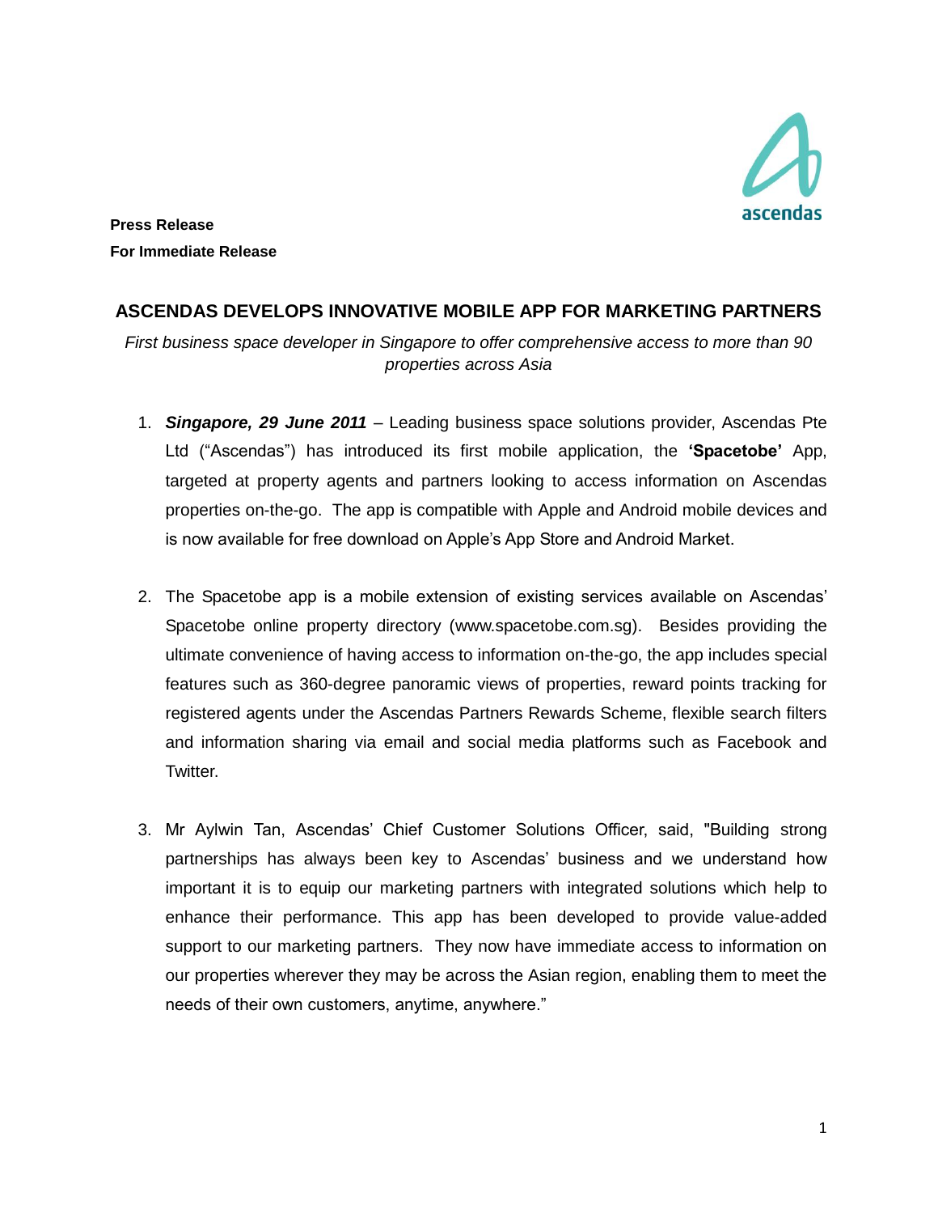**Press Release**
**For Immediate Release**

## ASCENDAS DEVELOPS INNOVATIVE MOBILE APP FOR MARKETING PARTNERS

*First business space developer in Singapore to offer comprehensive access to more than 90 properties across Asia*

1. ***Singapore, 29 June 2011*** – Leading business space solutions provider, Ascendas Pte Ltd ("Ascendas") has introduced its first mobile application, the **'Spacetobe'** App, targeted at property agents and partners looking to access information on Ascendas properties on-the-go. The app is compatible with Apple and Android mobile devices and is now available for free download on Apple's App Store and Android Market.

2. The Spacetobe app is a mobile extension of existing services available on Ascendas' Spacetobe online property directory (www.spacetobe.com.sg). Besides providing the ultimate convenience of having access to information on-the-go, the app includes special features such as 360-degree panoramic views of properties, reward points tracking for registered agents under the Ascendas Partners Rewards Scheme, flexible search filters and information sharing via email and social media platforms such as Facebook and Twitter.

3. Mr Aylwin Tan, Ascendas' Chief Customer Solutions Officer, said, "Building strong partnerships has always been key to Ascendas' business and we understand how important it is to equip our marketing partners with integrated solutions which help to enhance their performance. This app has been developed to provide value-added support to our marketing partners. They now have immediate access to information on our properties wherever they may be across the Asian region, enabling them to meet the needs of their own customers, anytime, anywhere."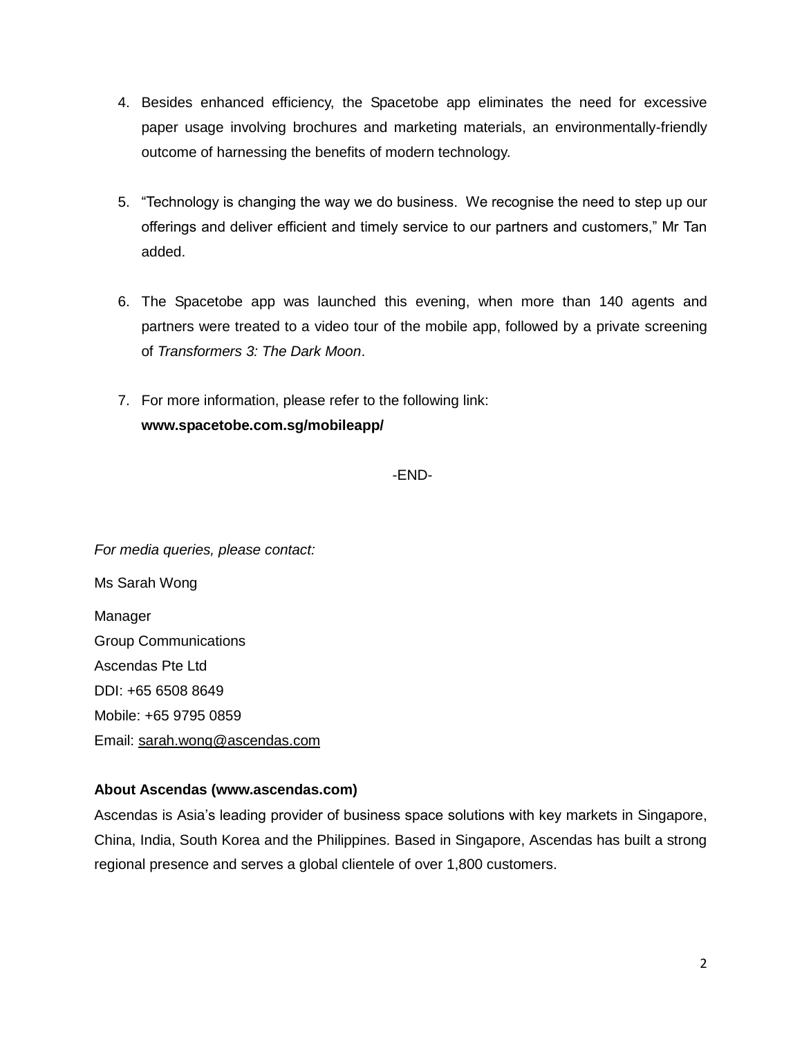4. Besides enhanced efficiency, the Spacetobe app eliminates the need for excessive paper usage involving brochures and marketing materials, an environmentally-friendly outcome of harnessing the benefits of modern technology.

5. "Technology is changing the way we do business. We recognise the need to step up our offerings and deliver efficient and timely service to our partners and customers," Mr Tan added.

6. The Spacetobe app was launched this evening, when more than 140 agents and partners were treated to a video tour of the mobile app, followed by a private screening of *Transformers 3: The Dark Moon*.

7. For more information, please refer to the following link: **www.spacetobe.com.sg/mobileapp/**

-END-

*For media queries, please contact:*

Ms Sarah Wong

Manager
Group Communications
Ascendas Pte Ltd
DDI: +65 6508 8649
Mobile: +65 9795 0859
Email: sarah.wong@ascendas.com

**About Ascendas (www.ascendas.com)**

Ascendas is Asia's leading provider of business space solutions with key markets in Singapore, China, India, South Korea and the Philippines. Based in Singapore, Ascendas has built a strong regional presence and serves a global clientele of over 1,800 customers.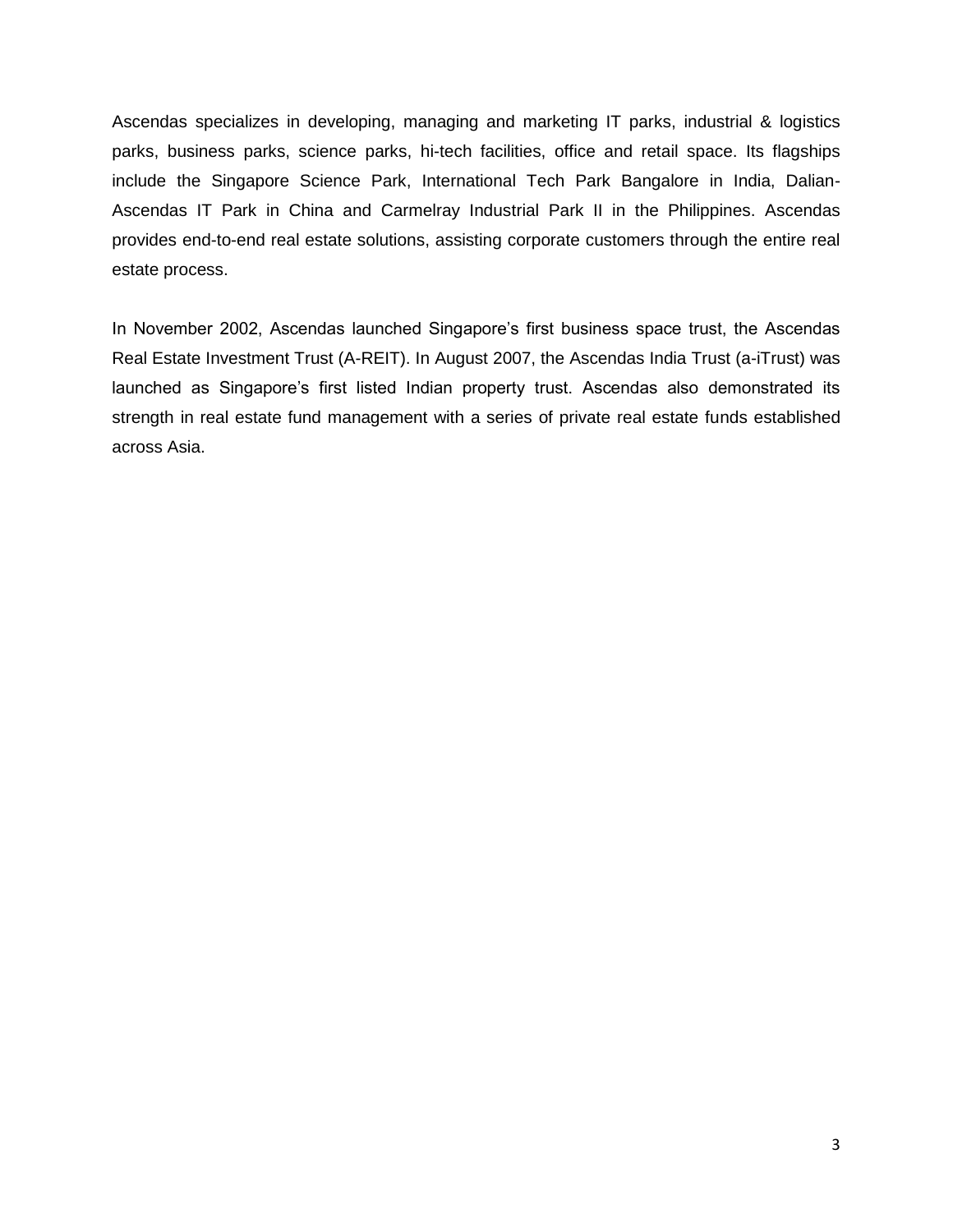Ascendas specializes in developing, managing and marketing IT parks, industrial & logistics parks, business parks, science parks, hi-tech facilities, office and retail space. Its flagships include the Singapore Science Park, International Tech Park Bangalore in India, Dalian-Ascendas IT Park in China and Carmelray Industrial Park II in the Philippines. Ascendas provides end-to-end real estate solutions, assisting corporate customers through the entire real estate process.

In November 2002, Ascendas launched Singapore's first business space trust, the Ascendas Real Estate Investment Trust (A-REIT). In August 2007, the Ascendas India Trust (a-iTrust) was launched as Singapore's first listed Indian property trust. Ascendas also demonstrated its strength in real estate fund management with a series of private real estate funds established across Asia.